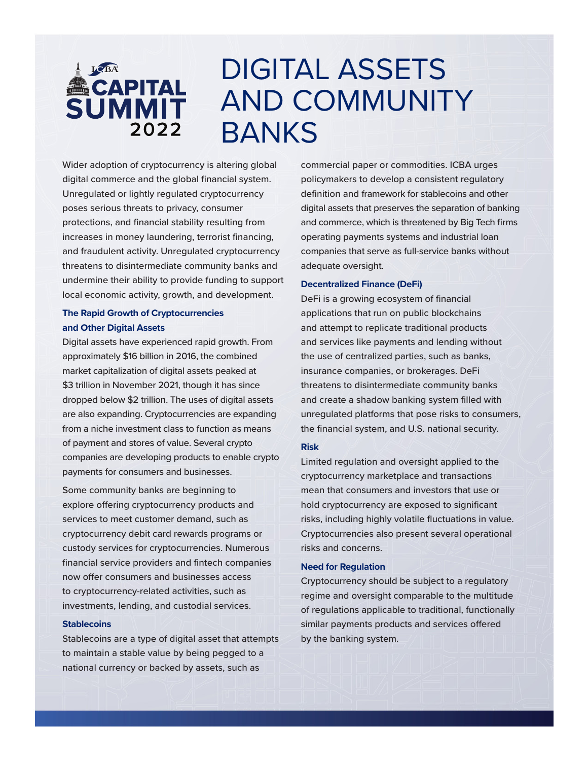ICBA CAPITAL SUMMIT 2022

# DIGITAL ASSETS AND COMMUNITY BANKS

Wider adoption of cryptocurrency is altering global digital commerce and the global financial system. Unregulated or lightly regulated cryptocurrency poses serious threats to privacy, consumer protections, and financial stability resulting from increases in money laundering, terrorist financing, and fraudulent activity. Unregulated cryptocurrency threatens to disintermediate community banks and undermine their ability to provide funding to support local economic activity, growth, and development.

### The Rapid Growth of Cryptocurrencies and Other Digital Assets

Digital assets have experienced rapid growth. From approximately $16 billion in 2016, the combined market capitalization of digital assets peaked at $3 trillion in November 2021, though it has since dropped below $2 trillion. The uses of digital assets are also expanding. Cryptocurrencies are expanding from a niche investment class to function as means of payment and stores of value. Several crypto companies are developing products to enable crypto payments for consumers and businesses.

Some community banks are beginning to explore offering cryptocurrency products and services to meet customer demand, such as cryptocurrency debit card rewards programs or custody services for cryptocurrencies. Numerous financial service providers and fintech companies now offer consumers and businesses access to cryptocurrency-related activities, such as investments, lending, and custodial services.

### Stablecoins

Stablecoins are a type of digital asset that attempts to maintain a stable value by being pegged to a national currency or backed by assets, such as commercial paper or commodities. ICBA urges policymakers to develop a consistent regulatory definition and framework for stablecoins and other digital assets that preserves the separation of banking and commerce, which is threatened by Big Tech firms operating payments systems and industrial loan companies that serve as full-service banks without adequate oversight.

### Decentralized Finance (DeFi)

DeFi is a growing ecosystem of financial applications that run on public blockchains and attempt to replicate traditional products and services like payments and lending without the use of centralized parties, such as banks, insurance companies, or brokerages. DeFi threatens to disintermediate community banks and create a shadow banking system filled with unregulated platforms that pose risks to consumers, the financial system, and U.S. national security.

### Risk

Limited regulation and oversight applied to the cryptocurrency marketplace and transactions mean that consumers and investors that use or hold cryptocurrency are exposed to significant risks, including highly volatile fluctuations in value. Cryptocurrencies also present several operational risks and concerns.

### Need for Regulation

Cryptocurrency should be subject to a regulatory regime and oversight comparable to the multitude of regulations applicable to traditional, functionally similar payments products and services offered by the banking system.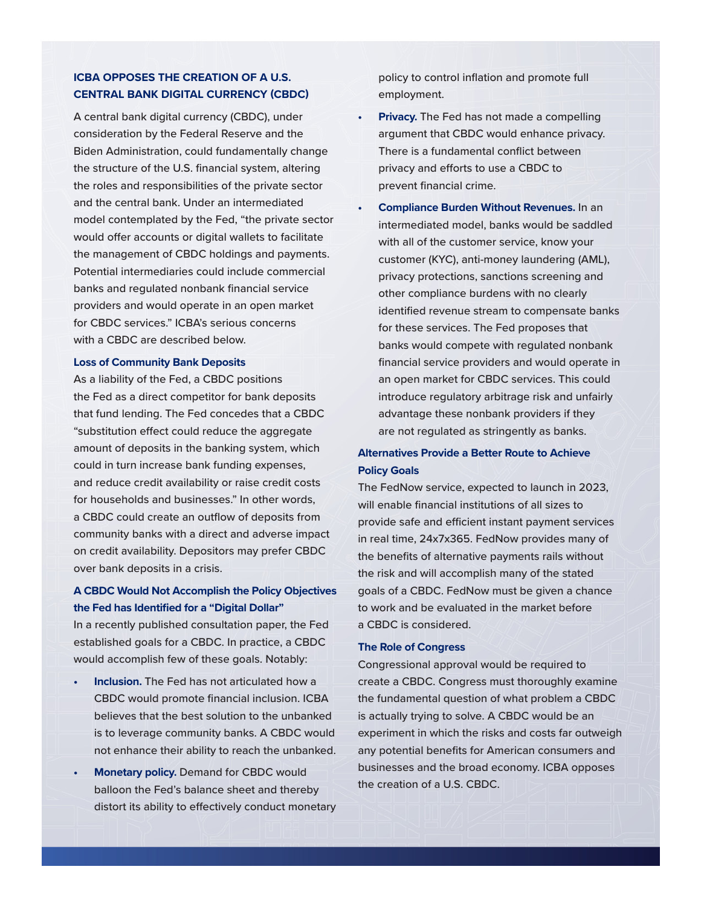## ICBA OPPOSES THE CREATION OF A U.S. CENTRAL BANK DIGITAL CURRENCY (CBDC)

A central bank digital currency (CBDC), under consideration by the Federal Reserve and the Biden Administration, could fundamentally change the structure of the U.S. financial system, altering the roles and responsibilities of the private sector and the central bank. Under an intermediated model contemplated by the Fed, "the private sector would offer accounts or digital wallets to facilitate the management of CBDC holdings and payments. Potential intermediaries could include commercial banks and regulated nonbank financial service providers and would operate in an open market for CBDC services." ICBA's serious concerns with a CBDC are described below.

### Loss of Community Bank Deposits

As a liability of the Fed, a CBDC positions the Fed as a direct competitor for bank deposits that fund lending. The Fed concedes that a CBDC "substitution effect could reduce the aggregate amount of deposits in the banking system, which could in turn increase bank funding expenses, and reduce credit availability or raise credit costs for households and businesses." In other words, a CBDC could create an outflow of deposits from community banks with a direct and adverse impact on credit availability. Depositors may prefer CBDC over bank deposits in a crisis.

### A CBDC Would Not Accomplish the Policy Objectives the Fed has Identified for a "Digital Dollar"

In a recently published consultation paper, the Fed established goals for a CBDC. In practice, a CBDC would accomplish few of these goals. Notably:

- **Inclusion.** The Fed has not articulated how a CBDC would promote financial inclusion. ICBA believes that the best solution to the unbanked is to leverage community banks. A CBDC would not enhance their ability to reach the unbanked.
- **Monetary policy.** Demand for CBDC would balloon the Fed's balance sheet and thereby distort its ability to effectively conduct monetary policy to control inflation and promote full employment.
- **Privacy.** The Fed has not made a compelling argument that CBDC would enhance privacy. There is a fundamental conflict between privacy and efforts to use a CBDC to prevent financial crime.
- **Compliance Burden Without Revenues.** In an intermediated model, banks would be saddled with all of the customer service, know your customer (KYC), anti-money laundering (AML), privacy protections, sanctions screening and other compliance burdens with no clearly identified revenue stream to compensate banks for these services. The Fed proposes that banks would compete with regulated nonbank financial service providers and would operate in an open market for CBDC services. This could introduce regulatory arbitrage risk and unfairly advantage these nonbank providers if they are not regulated as stringently as banks.

### Alternatives Provide a Better Route to Achieve Policy Goals

The FedNow service, expected to launch in 2023, will enable financial institutions of all sizes to provide safe and efficient instant payment services in real time, 24x7x365. FedNow provides many of the benefits of alternative payments rails without the risk and will accomplish many of the stated goals of a CBDC. FedNow must be given a chance to work and be evaluated in the market before a CBDC is considered.

### The Role of Congress

Congressional approval would be required to create a CBDC. Congress must thoroughly examine the fundamental question of what problem a CBDC is actually trying to solve. A CBDC would be an experiment in which the risks and costs far outweigh any potential benefits for American consumers and businesses and the broad economy. ICBA opposes the creation of a U.S. CBDC.